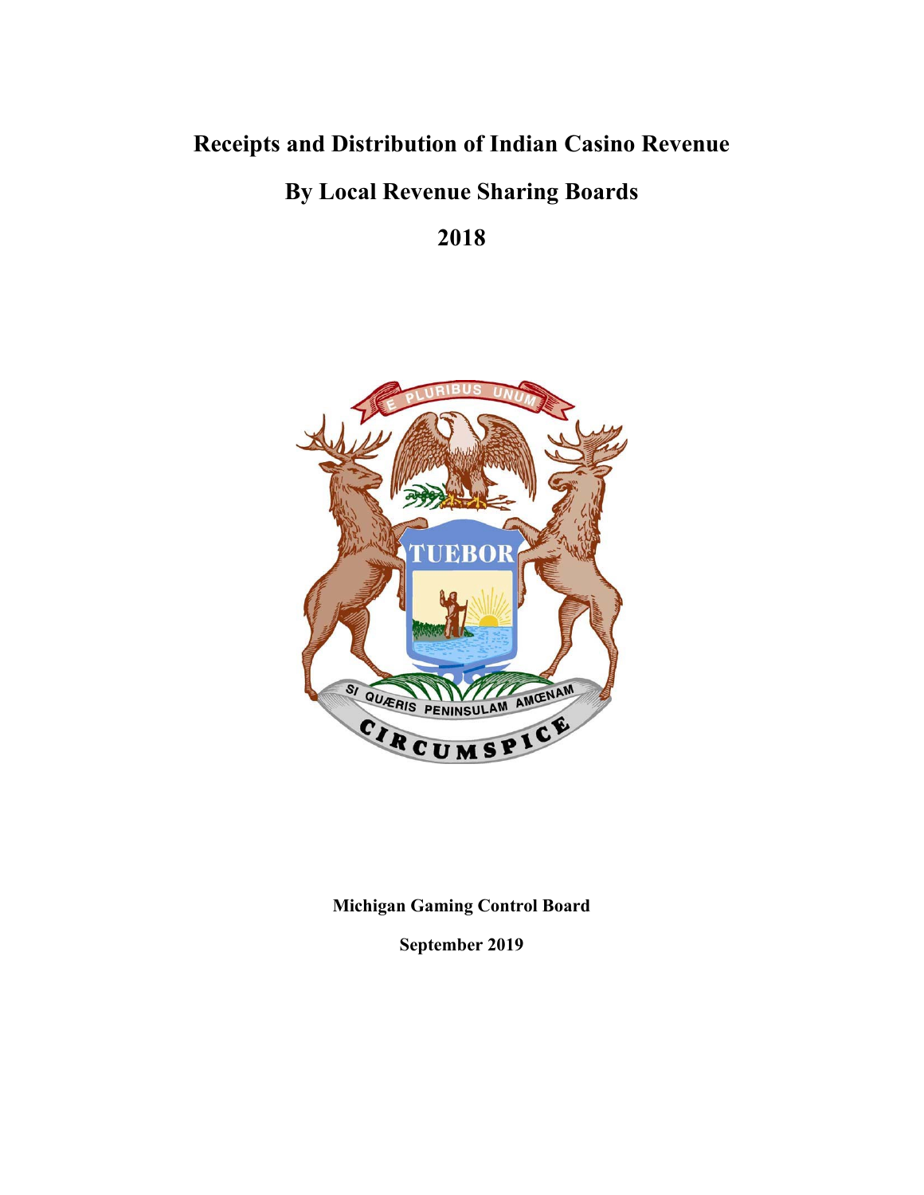# Receipts and Distribution of Indian Casino Revenue

# By Local Revenue Sharing Boards

# 2018

**Michigan Gaming Control Board**

**September 2019**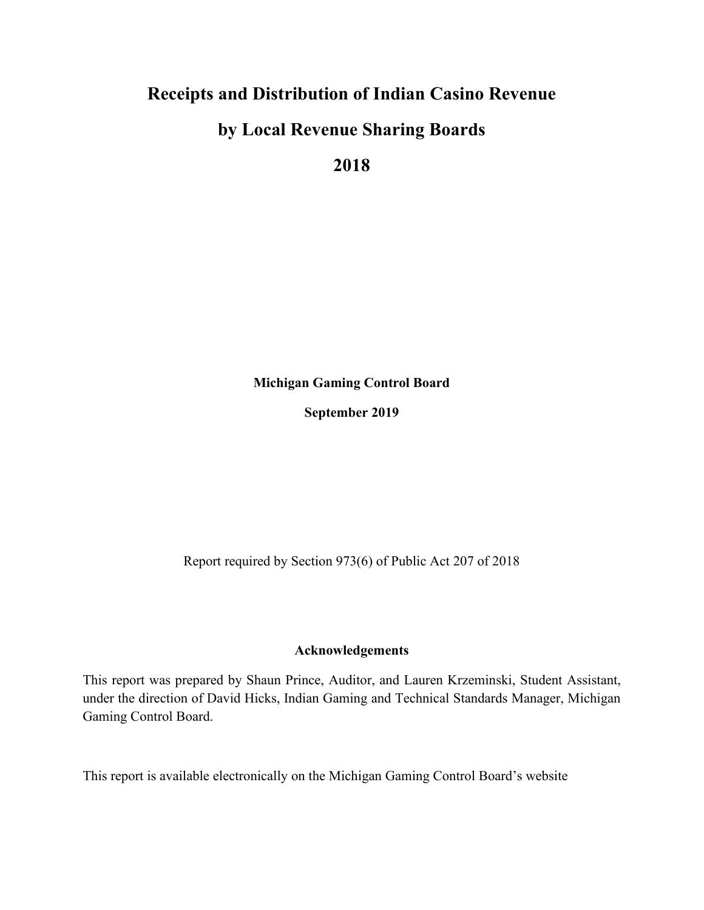# Receipts and Distribution of Indian Casino Revenue

# by Local Revenue Sharing Boards

# 2018

**Michigan Gaming Control Board**

**September 2019**

Report required by Section 973(6) of Public Act 207 of 2018

**Acknowledgements**

This report was prepared by Shaun Prince, Auditor, and Lauren Krzeminski, Student Assistant, under the direction of David Hicks, Indian Gaming and Technical Standards Manager, Michigan Gaming Control Board.

This report is available electronically on the Michigan Gaming Control Board's website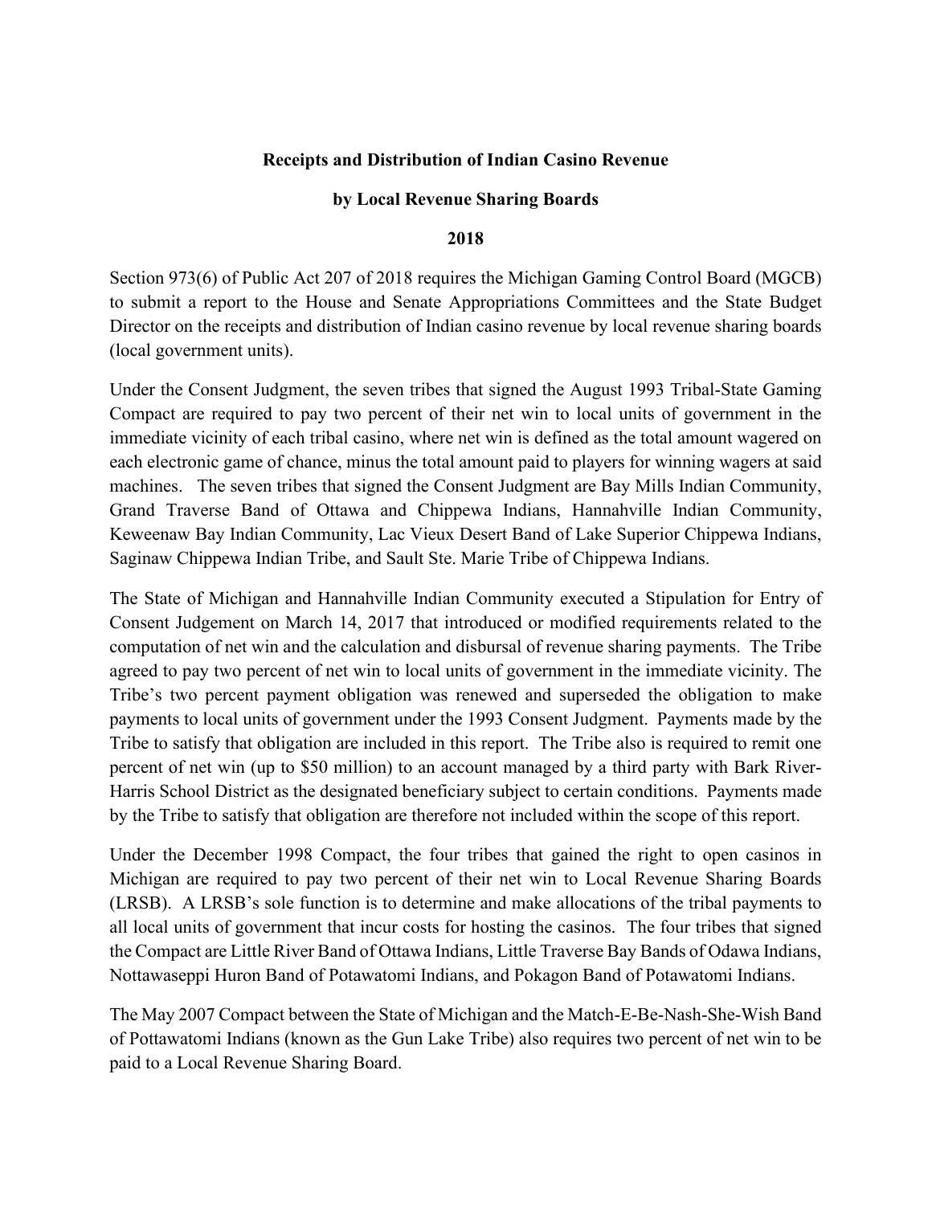**Receipts and Distribution of Indian Casino Revenue**

**by Local Revenue Sharing Boards**

**2018**

Section 973(6) of Public Act 207 of 2018 requires the Michigan Gaming Control Board (MGCB) to submit a report to the House and Senate Appropriations Committees and the State Budget Director on the receipts and distribution of Indian casino revenue by local revenue sharing boards (local government units).

Under the Consent Judgment, the seven tribes that signed the August 1993 Tribal-State Gaming Compact are required to pay two percent of their net win to local units of government in the immediate vicinity of each tribal casino, where net win is defined as the total amount wagered on each electronic game of chance, minus the total amount paid to players for winning wagers at said machines. The seven tribes that signed the Consent Judgment are Bay Mills Indian Community, Grand Traverse Band of Ottawa and Chippewa Indians, Hannahville Indian Community, Keweenaw Bay Indian Community, Lac Vieux Desert Band of Lake Superior Chippewa Indians, Saginaw Chippewa Indian Tribe, and Sault Ste. Marie Tribe of Chippewa Indians.

The State of Michigan and Hannahville Indian Community executed a Stipulation for Entry of Consent Judgement on March 14, 2017 that introduced or modified requirements related to the computation of net win and the calculation and disbursal of revenue sharing payments. The Tribe agreed to pay two percent of net win to local units of government in the immediate vicinity. The Tribe's two percent payment obligation was renewed and superseded the obligation to make payments to local units of government under the 1993 Consent Judgment. Payments made by the Tribe to satisfy that obligation are included in this report. The Tribe also is required to remit one percent of net win (up to $50 million) to an account managed by a third party with Bark River-Harris School District as the designated beneficiary subject to certain conditions. Payments made by the Tribe to satisfy that obligation are therefore not included within the scope of this report.

Under the December 1998 Compact, the four tribes that gained the right to open casinos in Michigan are required to pay two percent of their net win to Local Revenue Sharing Boards (LRSB). A LRSB's sole function is to determine and make allocations of the tribal payments to all local units of government that incur costs for hosting the casinos. The four tribes that signed the Compact are Little River Band of Ottawa Indians, Little Traverse Bay Bands of Odawa Indians, Nottawaseppi Huron Band of Potawatomi Indians, and Pokagon Band of Potawatomi Indians.

The May 2007 Compact between the State of Michigan and the Match-E-Be-Nash-She-Wish Band of Pottawatomi Indians (known as the Gun Lake Tribe) also requires two percent of net win to be paid to a Local Revenue Sharing Board.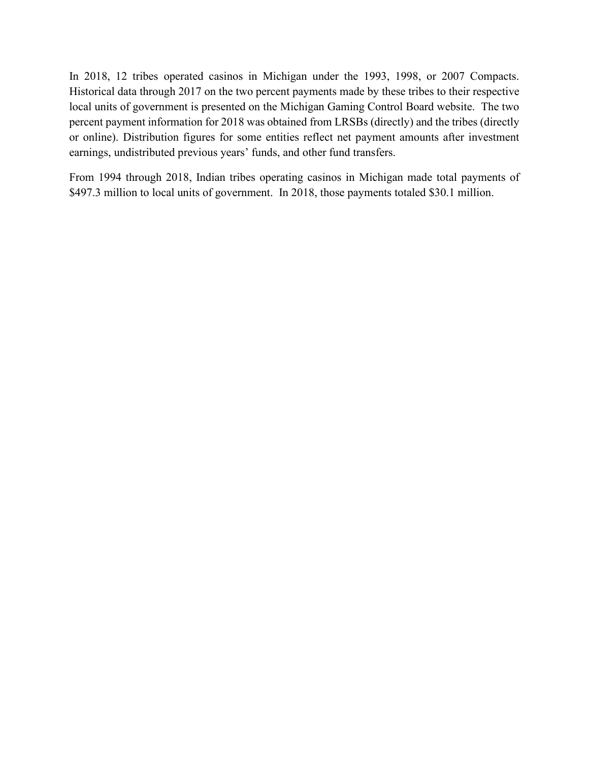In 2018, 12 tribes operated casinos in Michigan under the 1993, 1998, or 2007 Compacts. Historical data through 2017 on the two percent payments made by these tribes to their respective local units of government is presented on the Michigan Gaming Control Board website. The two percent payment information for 2018 was obtained from LRSBs (directly) and the tribes (directly or online). Distribution figures for some entities reflect net payment amounts after investment earnings, undistributed previous years' funds, and other fund transfers.

From 1994 through 2018, Indian tribes operating casinos in Michigan made total payments of $497.3 million to local units of government. In 2018, those payments totaled $30.1 million.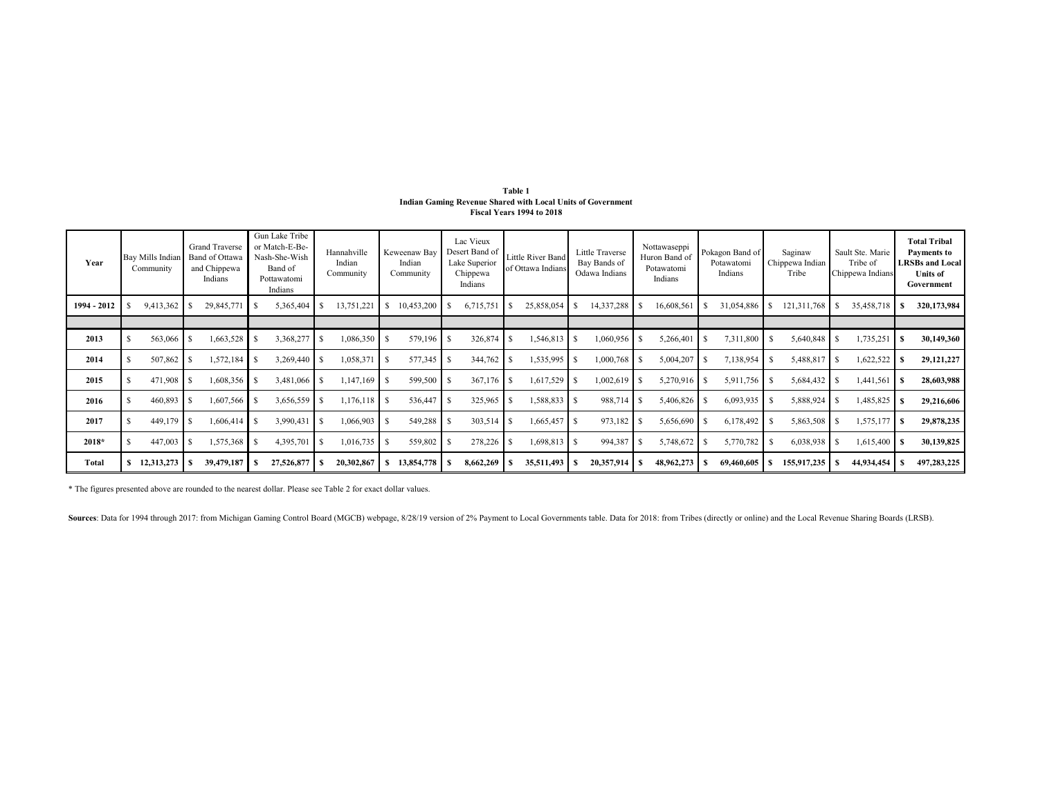**Table 1**
**Indian Gaming Revenue Shared with Local Units of Government**
**Fiscal Years 1994 to 2018**

| Year | Bay Mills Indian Community | Grand Traverse Band of Ottawa and Chippewa Indians | Gun Lake Tribe or Match-E-Be-Nash-She-Wish Band of Pottawatomi Indians | Hannahville Indian Community | Keweenaw Bay Indian Community | Lac Vieux Desert Band of Lake Superior Chippewa Indians | Little River Band of Ottawa Indians | Little Traverse Bay Bands of Odawa Indians | Nottawaseppi Huron Band of Potawatomi Indians | Pokagon Band of Potawatomi Indians | Saginaw Chippewa Indian Tribe | Sault Ste. Marie Tribe of Chippewa Indians | **Total Tribal Payments to LRSBs and Local Units of Government** |
|---|---|---|---|---|---|---|---|---|---|---|---|---|---|
| **1994 - 2012** | $ 9,413,362 | $ 29,845,771 | $ 5,365,404 | $ 13,751,221 | $ 10,453,200 | $ 6,715,751 | $ 25,858,054 | $ 14,337,288 | $ 16,608,561 | $ 31,054,886 | $ 121,311,768 | $ 35,458,718 | **$ 320,173,984** |
| | | | | | | | | | | | | | |
| **2013** | $ 563,066 | $ 1,663,528 | $ 3,368,277 | $ 1,086,350 | $ 579,196 | $ 326,874 | $ 1,546,813 | $ 1,060,956 | $ 5,266,401 | $ 7,311,800 | $ 5,640,848 | $ 1,735,251 | **$ 30,149,360** |
| **2014** | $ 507,862 | $ 1,572,184 | $ 3,269,440 | $ 1,058,371 | $ 577,345 | $ 344,762 | $ 1,535,995 | $ 1,000,768 | $ 5,004,207 | $ 7,138,954 | $ 5,488,817 | $ 1,622,522 | **$ 29,121,227** |
| **2015** | $ 471,908 | $ 1,608,356 | $ 3,481,066 | $ 1,147,169 | $ 599,500 | $ 367,176 | $ 1,617,529 | $ 1,002,619 | $ 5,270,916 | $ 5,911,756 | $ 5,684,432 | $ 1,441,561 | **$ 28,603,988** |
| **2016** | $ 460,893 | $ 1,607,566 | $ 3,656,559 | $ 1,176,118 | $ 536,447 | $ 325,965 | $ 1,588,833 | $ 988,714 | $ 5,406,826 | $ 6,093,935 | $ 5,888,924 | $ 1,485,825 | **$ 29,216,606** |
| **2017** | $ 449,179 | $ 1,606,414 | $ 3,990,431 | $ 1,066,903 | $ 549,288 | $ 303,514 | $ 1,665,457 | $ 973,182 | $ 5,656,690 | $ 6,178,492 | $ 5,863,508 | $ 1,575,177 | **$ 29,878,235** |
| **2018*** | $ 447,003 | $ 1,575,368 | $ 4,395,701 | $ 1,016,735 | $ 559,802 | $ 278,226 | $ 1,698,813 | $ 994,387 | $ 5,748,672 | $ 5,770,782 | $ 6,038,938 | $ 1,615,400 | **$ 30,139,825** |
| **Total** | **$ 12,313,273** | **$ 39,479,187** | **$ 27,526,877** | **$ 20,302,867** | **$ 13,854,778** | **$ 8,662,269** | **$ 35,511,493** | **$ 20,357,914** | **$ 48,962,273** | **$ 69,460,605** | **$ 155,917,235** | **$ 44,934,454** | **$ 497,283,225** |

* The figures presented above are rounded to the nearest dollar. Please see Table 2 for exact dollar values.

**Sources**: Data for 1994 through 2017: from Michigan Gaming Control Board (MGCB) webpage, 8/28/19 version of 2% Payment to Local Governments table. Data for 2018: from Tribes (directly or online) and the Local Revenue Sharing Boards (LRSB).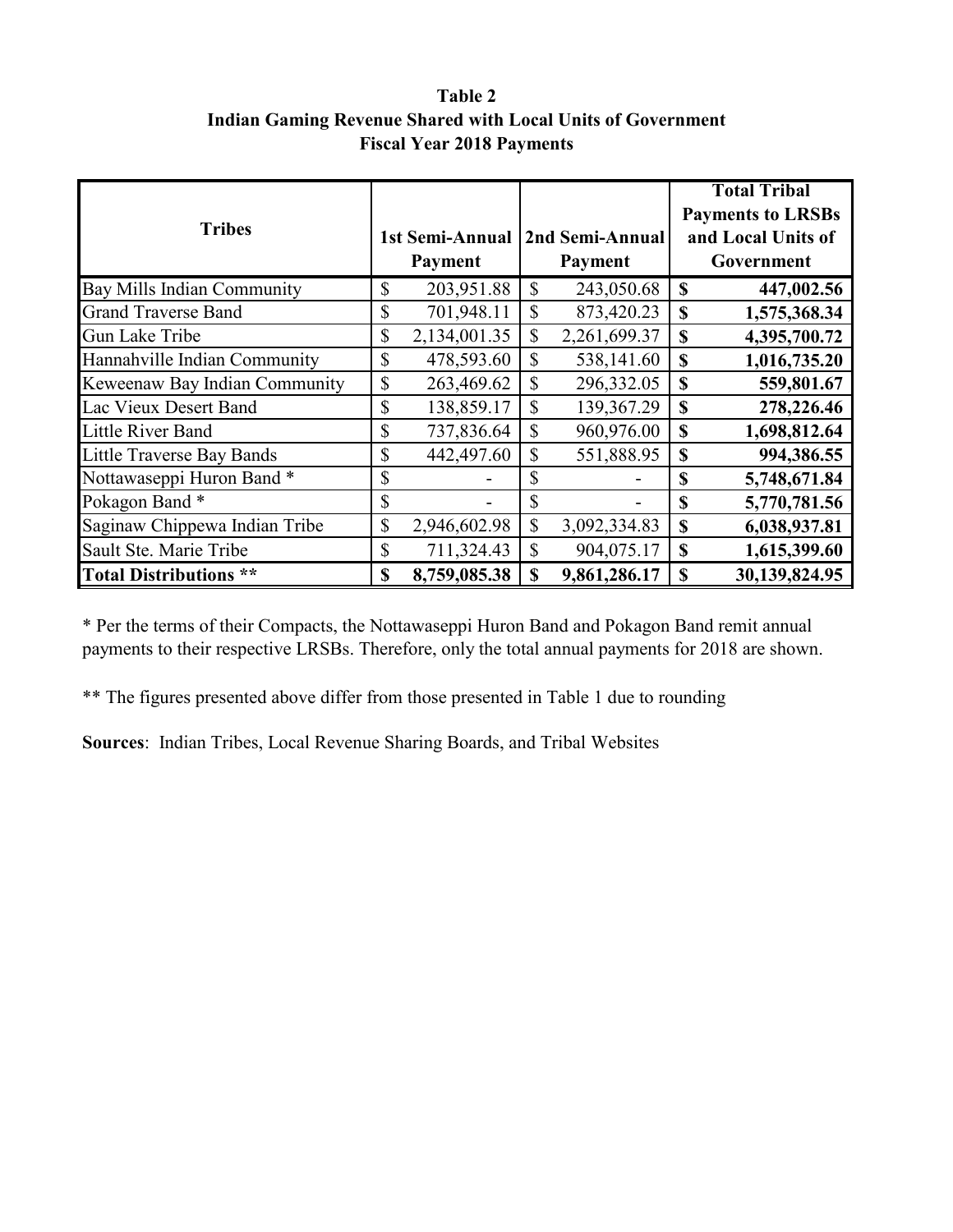**Table 2**
**Indian Gaming Revenue Shared with Local Units of Government**
**Fiscal Year 2018 Payments**

| Tribes | 1st Semi-Annual Payment | 2nd Semi-Annual Payment | Total Tribal Payments to LRSBs and Local Units of Government |
|---|---|---|---|
| Bay Mills Indian Community | $ 203,951.88 | $ 243,050.68 | **$ 447,002.56** |
| Grand Traverse Band | $ 701,948.11 | $ 873,420.23 | **$ 1,575,368.34** |
| Gun Lake Tribe | $ 2,134,001.35 | $ 2,261,699.37 | **$ 4,395,700.72** |
| Hannahville Indian Community | $ 478,593.60 | $ 538,141.60 | **$ 1,016,735.20** |
| Keweenaw Bay Indian Community | $ 263,469.62 | $ 296,332.05 | **$ 559,801.67** |
| Lac Vieux Desert Band | $ 138,859.17 | $ 139,367.29 | **$ 278,226.46** |
| Little River Band | $ 737,836.64 | $ 960,976.00 | **$ 1,698,812.64** |
| Little Traverse Bay Bands | $ 442,497.60 | $ 551,888.95 | **$ 994,386.55** |
| Nottawaseppi Huron Band * | $ - | $ - | **$ 5,748,671.84** |
| Pokagon Band * | $ - | $ - | **$ 5,770,781.56** |
| Saginaw Chippewa Indian Tribe | $ 2,946,602.98 | $ 3,092,334.83 | **$ 6,038,937.81** |
| Sault Ste. Marie Tribe | $ 711,324.43 | $ 904,075.17 | **$ 1,615,399.60** |
| **Total Distributions \*\*** | **$ 8,759,085.38** | **$ 9,861,286.17** | **$ 30,139,824.95** |

* Per the terms of their Compacts, the Nottawaseppi Huron Band and Pokagon Band remit annual payments to their respective LRSBs. Therefore, only the total annual payments for 2018 are shown.

** The figures presented above differ from those presented in Table 1 due to rounding

**Sources**: Indian Tribes, Local Revenue Sharing Boards, and Tribal Websites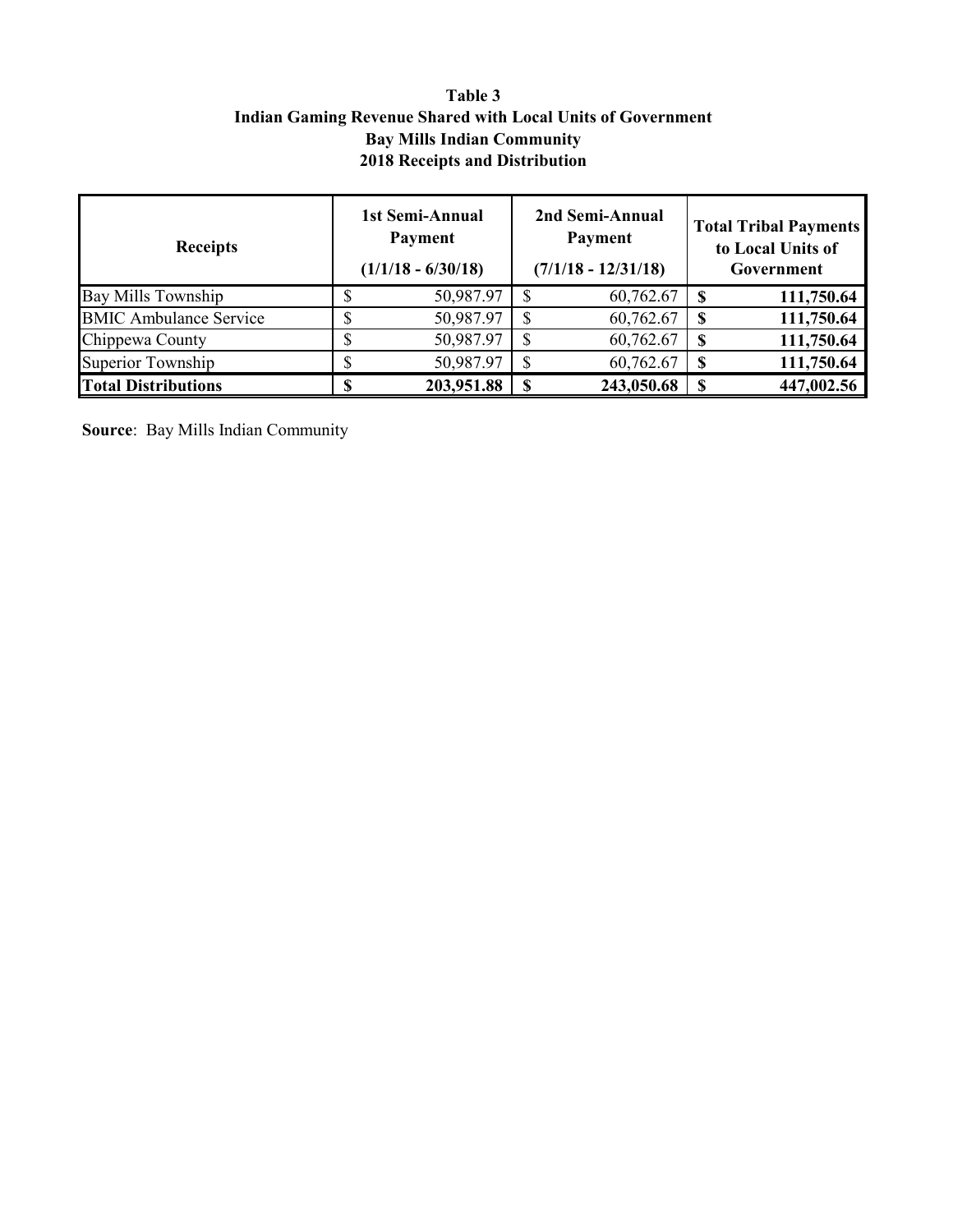**Table 3**
**Indian Gaming Revenue Shared with Local Units of Government**
**Bay Mills Indian Community**
**2018 Receipts and Distribution**

| Receipts | 1st Semi-Annual Payment (1/1/18 - 6/30/18) | 2nd Semi-Annual Payment (7/1/18 - 12/31/18) | Total Tribal Payments to Local Units of Government |
|---|---|---|---|
| Bay Mills Township | $ 50,987.97 | $ 60,762.67 | **$ 111,750.64** |
| BMIC Ambulance Service | $ 50,987.97 | $ 60,762.67 | **$ 111,750.64** |
| Chippewa County | $ 50,987.97 | $ 60,762.67 | **$ 111,750.64** |
| Superior Township | $ 50,987.97 | $ 60,762.67 | **$ 111,750.64** |
| **Total Distributions** | **$ 203,951.88** | **$ 243,050.68** | **$ 447,002.56** |

**Source**: Bay Mills Indian Community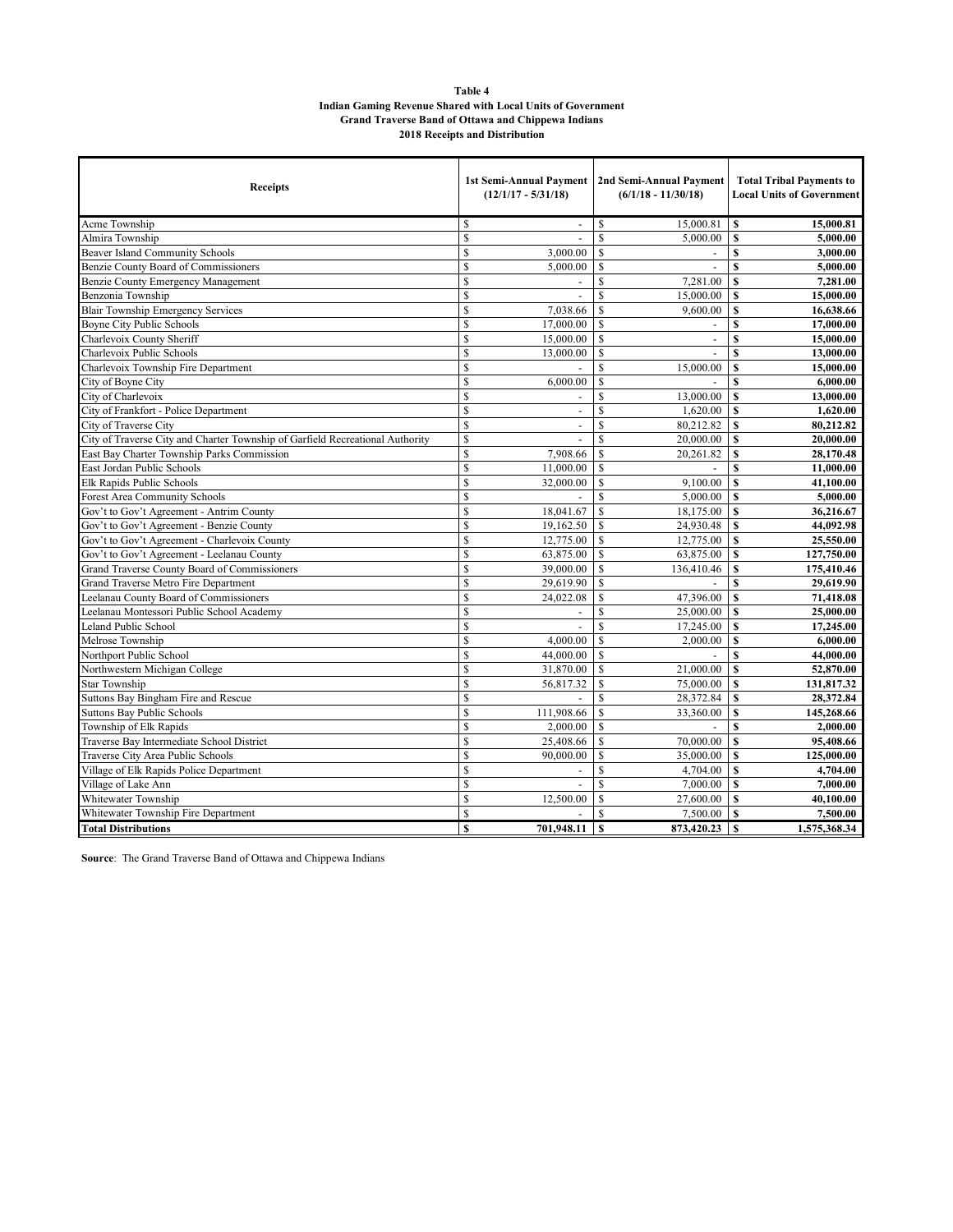**Table 4**
**Indian Gaming Revenue Shared with Local Units of Government**
**Grand Traverse Band of Ottawa and Chippewa Indians**
**2018 Receipts and Distribution**

| Receipts | 1st Semi-Annual Payment (12/1/17 - 5/31/18) | 2nd Semi-Annual Payment (6/1/18 - 11/30/18) | Total Tribal Payments to Local Units of Government |
|---|---|---|---|
| Acme Township | $ - | $ 15,000.81 | **$ 15,000.81** |
| Almira Township | $ - | $ 5,000.00 | **$ 5,000.00** |
| Beaver Island Community Schools | $ 3,000.00 | $ - | **$ 3,000.00** |
| Benzie County Board of Commissioners | $ 5,000.00 | $ - | **$ 5,000.00** |
| Benzie County Emergency Management | $ - | $ 7,281.00 | **$ 7,281.00** |
| Benzonia Township | $ - | $ 15,000.00 | **$ 15,000.00** |
| Blair Township Emergency Services | $ 7,038.66 | $ 9,600.00 | **$ 16,638.66** |
| Boyne City Public Schools | $ 17,000.00 | $ - | **$ 17,000.00** |
| Charlevoix County Sheriff | $ 15,000.00 | $ - | **$ 15,000.00** |
| Charlevoix Public Schools | $ 13,000.00 | $ - | **$ 13,000.00** |
| Charlevoix Township Fire Department | $ - | $ 15,000.00 | **$ 15,000.00** |
| City of Boyne City | $ 6,000.00 | $ - | **$ 6,000.00** |
| City of Charlevoix | $ - | $ 13,000.00 | **$ 13,000.00** |
| City of Frankfort - Police Department | $ - | $ 1,620.00 | **$ 1,620.00** |
| City of Traverse City | $ - | $ 80,212.82 | **$ 80,212.82** |
| City of Traverse City and Charter Township of Garfield Recreational Authority | $ - | $ 20,000.00 | **$ 20,000.00** |
| East Bay Charter Township Parks Commission | $ 7,908.66 | $ 20,261.82 | **$ 28,170.48** |
| East Jordan Public Schools | $ 11,000.00 | $ - | **$ 11,000.00** |
| Elk Rapids Public Schools | $ 32,000.00 | $ 9,100.00 | **$ 41,100.00** |
| Forest Area Community Schools | $ - | $ 5,000.00 | **$ 5,000.00** |
| Gov't to Gov't Agreement - Antrim County | $ 18,041.67 | $ 18,175.00 | **$ 36,216.67** |
| Gov't to Gov't Agreement - Benzie County | $ 19,162.50 | $ 24,930.48 | **$ 44,092.98** |
| Gov't to Gov't Agreement - Charlevoix County | $ 12,775.00 | $ 12,775.00 | **$ 25,550.00** |
| Gov't to Gov't Agreement - Leelanau County | $ 63,875.00 | $ 63,875.00 | **$ 127,750.00** |
| Grand Traverse County Board of Commissioners | $ 39,000.00 | $ 136,410.46 | **$ 175,410.46** |
| Grand Traverse Metro Fire Department | $ 29,619.90 | $ - | **$ 29,619.90** |
| Leelanau County Board of Commissioners | $ 24,022.08 | $ 47,396.00 | **$ 71,418.08** |
| Leelanau Montessori Public School Academy | $ - | $ 25,000.00 | **$ 25,000.00** |
| Leland Public School | $ - | $ 17,245.00 | **$ 17,245.00** |
| Melrose Township | $ 4,000.00 | $ 2,000.00 | **$ 6,000.00** |
| Northport Public School | $ 44,000.00 | $ - | **$ 44,000.00** |
| Northwestern Michigan College | $ 31,870.00 | $ 21,000.00 | **$ 52,870.00** |
| Star Township | $ 56,817.32 | $ 75,000.00 | **$ 131,817.32** |
| Suttons Bay Bingham Fire and Rescue | $ - | $ 28,372.84 | **$ 28,372.84** |
| Suttons Bay Public Schools | $ 111,908.66 | $ 33,360.00 | **$ 145,268.66** |
| Township of Elk Rapids | $ 2,000.00 | $ - | **$ 2,000.00** |
| Traverse Bay Intermediate School District | $ 25,408.66 | $ 70,000.00 | **$ 95,408.66** |
| Traverse City Area Public Schools | $ 90,000.00 | $ 35,000.00 | **$ 125,000.00** |
| Village of Elk Rapids Police Department | $ - | $ 4,704.00 | **$ 4,704.00** |
| Village of Lake Ann | $ - | $ 7,000.00 | **$ 7,000.00** |
| Whitewater Township | $ 12,500.00 | $ 27,600.00 | **$ 40,100.00** |
| Whitewater Township Fire Department | $ - | $ 7,500.00 | **$ 7,500.00** |
| **Total Distributions** | **$ 701,948.11** | **$ 873,420.23** | **$ 1,575,368.34** |

**Source**: The Grand Traverse Band of Ottawa and Chippewa Indians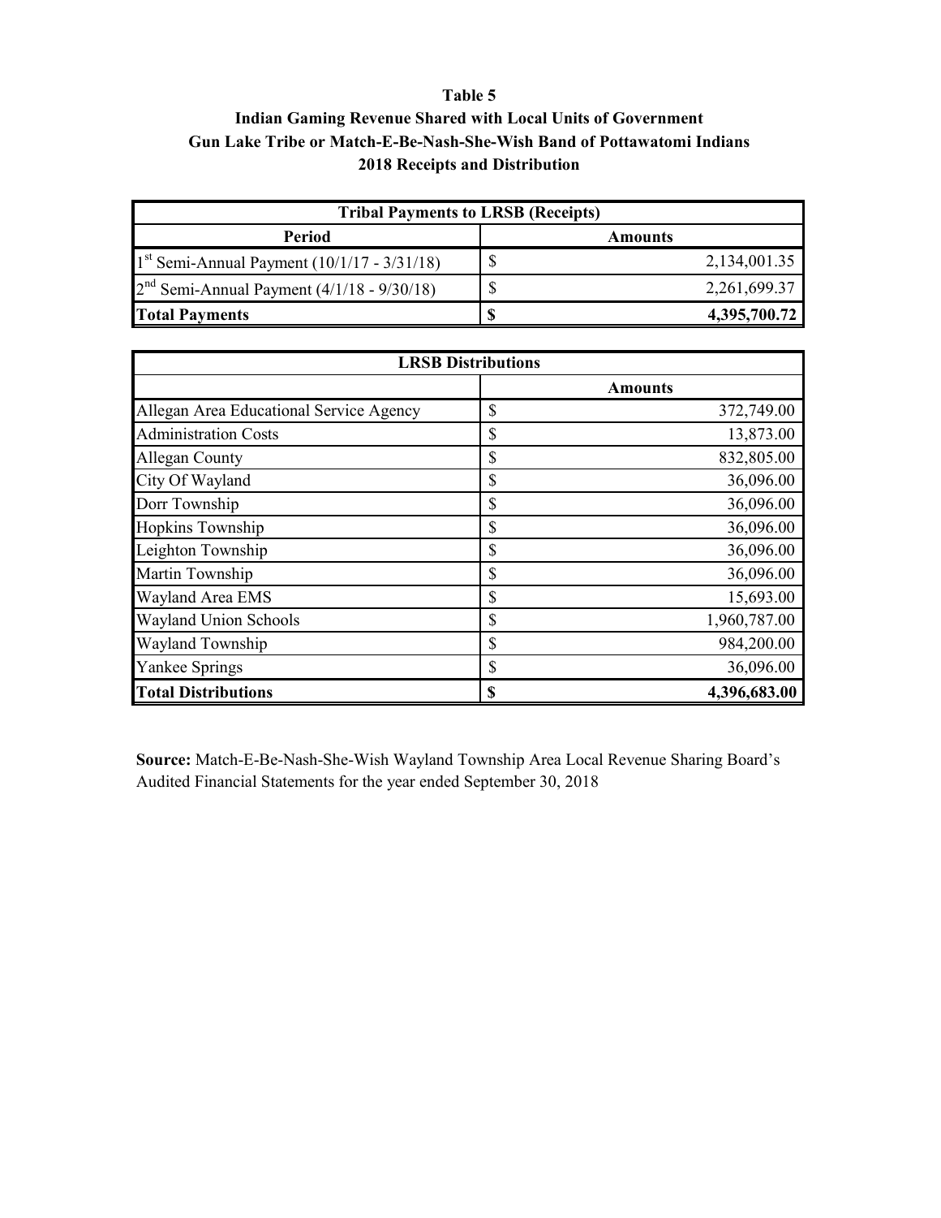**Table 5**

**Indian Gaming Revenue Shared with Local Units of Government**
**Gun Lake Tribe or Match-E-Be-Nash-She-Wish Band of Pottawatomi Indians**
**2018 Receipts and Distribution**

| Tribal Payments to LRSB (Receipts) | | |
|---|---|---|
| **Period** | **Amounts** | |
| 1st Semi-Annual Payment (10/1/17 - 3/31/18) | $ | 2,134,001.35 |
| 2nd Semi-Annual Payment (4/1/18 - 9/30/18) | $ | 2,261,699.37 |
| **Total Payments** | **$** | **4,395,700.72** |

| LRSB Distributions | | |
|---|---|---|
| | **Amounts** | |
| Allegan Area Educational Service Agency | $ | 372,749.00 |
| Administration Costs | $ | 13,873.00 |
| Allegan County | $ | 832,805.00 |
| City Of Wayland | $ | 36,096.00 |
| Dorr Township | $ | 36,096.00 |
| Hopkins Township | $ | 36,096.00 |
| Leighton Township | $ | 36,096.00 |
| Martin Township | $ | 36,096.00 |
| Wayland Area EMS | $ | 15,693.00 |
| Wayland Union Schools | $ | 1,960,787.00 |
| Wayland Township | $ | 984,200.00 |
| Yankee Springs | $ | 36,096.00 |
| **Total Distributions** | **$** | **4,396,683.00** |

**Source:** Match-E-Be-Nash-She-Wish Wayland Township Area Local Revenue Sharing Board's Audited Financial Statements for the year ended September 30, 2018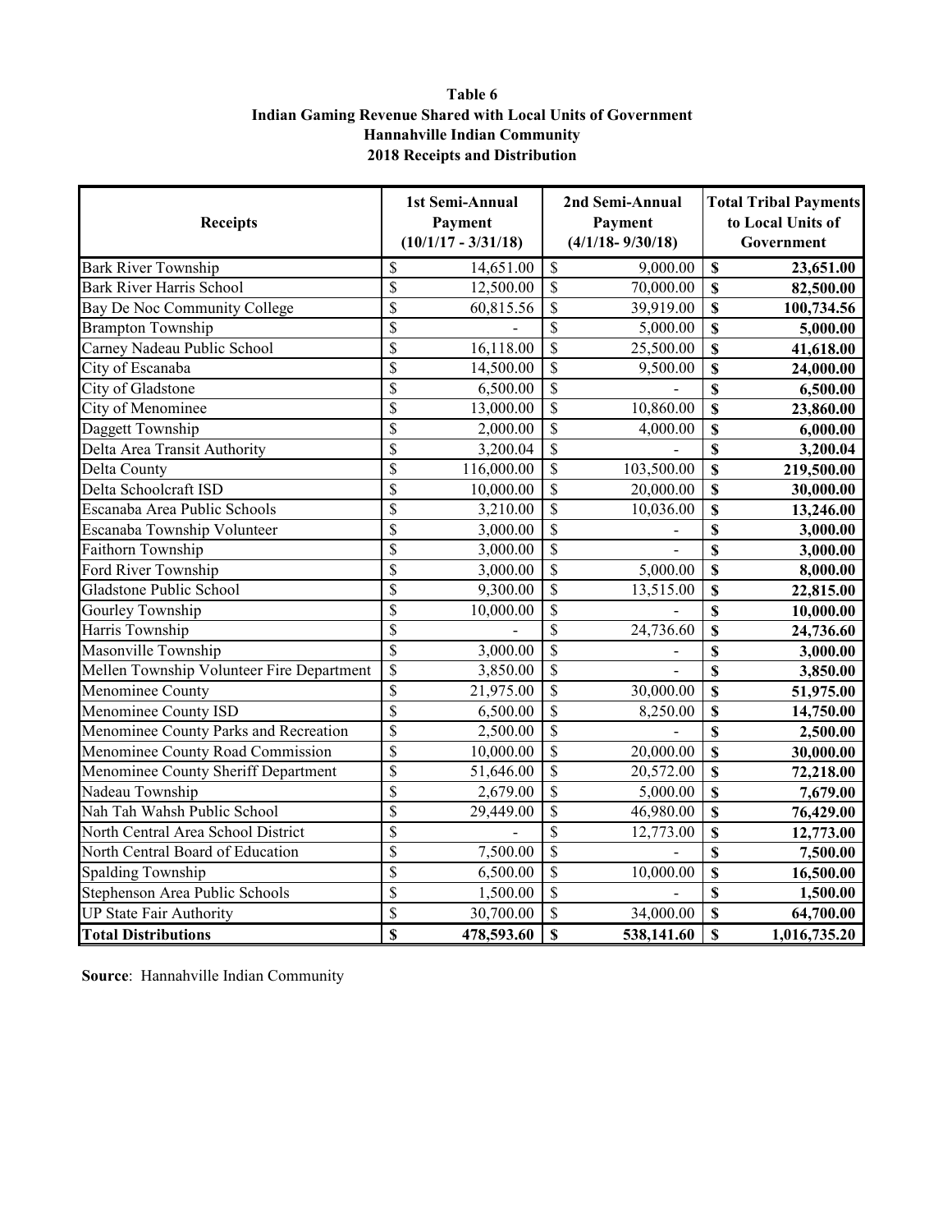**Table 6**
**Indian Gaming Revenue Shared with Local Units of Government**
**Hannahville Indian Community**
**2018 Receipts and Distribution**

| Receipts | 1st Semi-Annual Payment (10/1/17 - 3/31/18) | 2nd Semi-Annual Payment (4/1/18- 9/30/18) | Total Tribal Payments to Local Units of Government |
|---|---|---|---|
| Bark River Township | $ 14,651.00 | $ 9,000.00 | **$ 23,651.00** |
| Bark River Harris School | $ 12,500.00 | $ 70,000.00 | **$ 82,500.00** |
| Bay De Noc Community College | $ 60,815.56 | $ 39,919.00 | **$ 100,734.56** |
| Brampton Township | $ - | $ 5,000.00 | **$ 5,000.00** |
| Carney Nadeau Public School | $ 16,118.00 | $ 25,500.00 | **$ 41,618.00** |
| City of Escanaba | $ 14,500.00 | $ 9,500.00 | **$ 24,000.00** |
| City of Gladstone | $ 6,500.00 | $ - | **$ 6,500.00** |
| City of Menominee | $ 13,000.00 | $ 10,860.00 | **$ 23,860.00** |
| Daggett Township | $ 2,000.00 | $ 4,000.00 | **$ 6,000.00** |
| Delta Area Transit Authority | $ 3,200.04 | $ - | **$ 3,200.04** |
| Delta County | $ 116,000.00 | $ 103,500.00 | **$ 219,500.00** |
| Delta Schoolcraft ISD | $ 10,000.00 | $ 20,000.00 | **$ 30,000.00** |
| Escanaba Area Public Schools | $ 3,210.00 | $ 10,036.00 | **$ 13,246.00** |
| Escanaba Township Volunteer | $ 3,000.00 | $ - | **$ 3,000.00** |
| Faithorn Township | $ 3,000.00 | $ - | **$ 3,000.00** |
| Ford River Township | $ 3,000.00 | $ 5,000.00 | **$ 8,000.00** |
| Gladstone Public School | $ 9,300.00 | $ 13,515.00 | **$ 22,815.00** |
| Gourley Township | $ 10,000.00 | $ - | **$ 10,000.00** |
| Harris Township | $ - | $ 24,736.60 | **$ 24,736.60** |
| Masonville Township | $ 3,000.00 | $ - | **$ 3,000.00** |
| Mellen Township Volunteer Fire Department | $ 3,850.00 | $ - | **$ 3,850.00** |
| Menominee County | $ 21,975.00 | $ 30,000.00 | **$ 51,975.00** |
| Menominee County ISD | $ 6,500.00 | $ 8,250.00 | **$ 14,750.00** |
| Menominee County Parks and Recreation | $ 2,500.00 | $ - | **$ 2,500.00** |
| Menominee County Road Commission | $ 10,000.00 | $ 20,000.00 | **$ 30,000.00** |
| Menominee County Sheriff Department | $ 51,646.00 | $ 20,572.00 | **$ 72,218.00** |
| Nadeau Township | $ 2,679.00 | $ 5,000.00 | **$ 7,679.00** |
| Nah Tah Wahsh Public School | $ 29,449.00 | $ 46,980.00 | **$ 76,429.00** |
| North Central Area School District | $ - | $ 12,773.00 | **$ 12,773.00** |
| North Central Board of Education | $ 7,500.00 | $ - | **$ 7,500.00** |
| Spalding Township | $ 6,500.00 | $ 10,000.00 | **$ 16,500.00** |
| Stephenson Area Public Schools | $ 1,500.00 | $ - | **$ 1,500.00** |
| UP State Fair Authority | $ 30,700.00 | $ 34,000.00 | **$ 64,700.00** |
| **Total Distributions** | **$ 478,593.60** | **$ 538,141.60** | **$ 1,016,735.20** |

**Source**: Hannahville Indian Community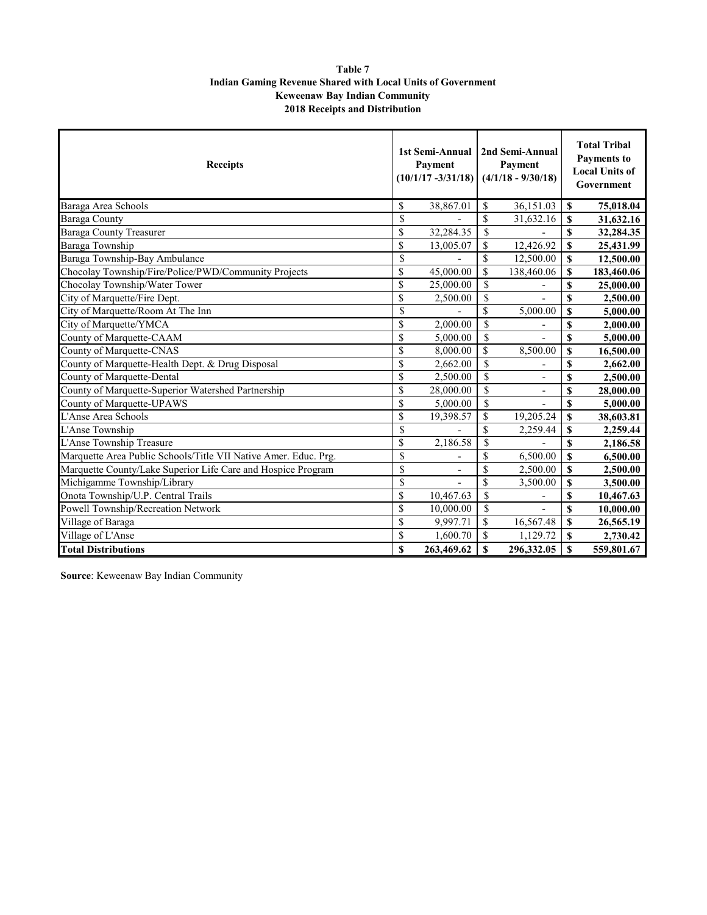**Table 7**
**Indian Gaming Revenue Shared with Local Units of Government**
**Keweenaw Bay Indian Community**
**2018 Receipts and Distribution**

| Receipts | 1st Semi-Annual Payment (10/1/17 -3/31/18) | 2nd Semi-Annual Payment (4/1/18 - 9/30/18) | Total Tribal Payments to Local Units of Government |
|---|---|---|---|
| Baraga Area Schools | $ 38,867.01 | $ 36,151.03 | **$ 75,018.04** |
| Baraga County | $ - | $ 31,632.16 | **$ 31,632.16** |
| Baraga County Treasurer | $ 32,284.35 | $ - | **$ 32,284.35** |
| Baraga Township | $ 13,005.07 | $ 12,426.92 | **$ 25,431.99** |
| Baraga Township-Bay Ambulance | $ - | $ 12,500.00 | **$ 12,500.00** |
| Chocolay Township/Fire/Police/PWD/Community Projects | $ 45,000.00 | $ 138,460.06 | **$ 183,460.06** |
| Chocolay Township/Water Tower | $ 25,000.00 | $ - | **$ 25,000.00** |
| City of Marquette/Fire Dept. | $ 2,500.00 | $ - | **$ 2,500.00** |
| City of Marquette/Room At The Inn | $ - | $ 5,000.00 | **$ 5,000.00** |
| City of Marquette/YMCA | $ 2,000.00 | $ - | **$ 2,000.00** |
| County of Marquette-CAAM | $ 5,000.00 | $ - | **$ 5,000.00** |
| County of Marquette-CNAS | $ 8,000.00 | $ 8,500.00 | **$ 16,500.00** |
| County of Marquette-Health Dept. & Drug Disposal | $ 2,662.00 | $ - | **$ 2,662.00** |
| County of Marquette-Dental | $ 2,500.00 | $ - | **$ 2,500.00** |
| County of Marquette-Superior Watershed Partnership | $ 28,000.00 | $ - | **$ 28,000.00** |
| County of Marquette-UPAWS | $ 5,000.00 | $ - | **$ 5,000.00** |
| L'Anse Area Schools | $ 19,398.57 | $ 19,205.24 | **$ 38,603.81** |
| L'Anse Township | $ - | $ 2,259.44 | **$ 2,259.44** |
| L'Anse Township Treasure | $ 2,186.58 | $ - | **$ 2,186.58** |
| Marquette Area Public Schools/Title VII Native Amer. Educ. Prg. | $ - | $ 6,500.00 | **$ 6,500.00** |
| Marquette County/Lake Superior Life Care and Hospice Program | $ - | $ 2,500.00 | **$ 2,500.00** |
| Michigamme Township/Library | $ - | $ 3,500.00 | **$ 3,500.00** |
| Onota Township/U.P. Central Trails | $ 10,467.63 | $ - | **$ 10,467.63** |
| Powell Township/Recreation Network | $ 10,000.00 | $ - | **$ 10,000.00** |
| Village of Baraga | $ 9,997.71 | $ 16,567.48 | **$ 26,565.19** |
| Village of L'Anse | $ 1,600.70 | $ 1,129.72 | **$ 2,730.42** |
| **Total Distributions** | **$ 263,469.62** | **$ 296,332.05** | **$ 559,801.67** |

**Source**: Keweenaw Bay Indian Community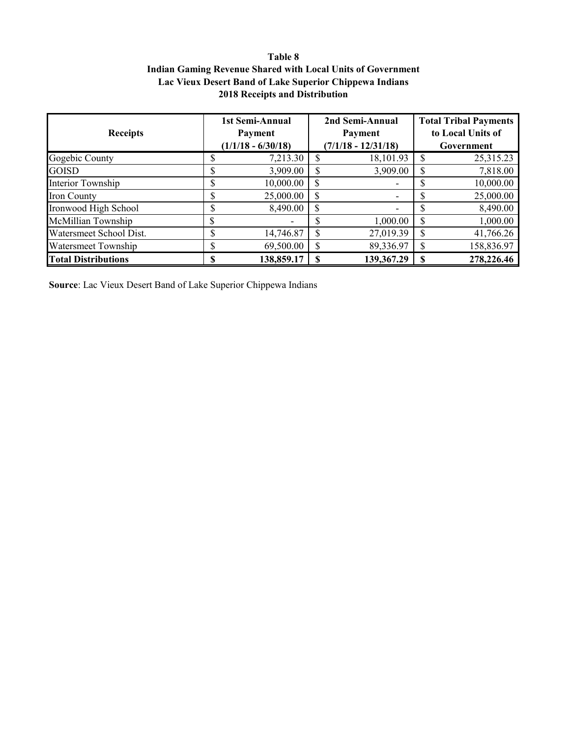**Table 8**
**Indian Gaming Revenue Shared with Local Units of Government**
**Lac Vieux Desert Band of Lake Superior Chippewa Indians**
**2018 Receipts and Distribution**

| Receipts | 1st Semi-Annual Payment (1/1/18 - 6/30/18) | 2nd Semi-Annual Payment (7/1/18 - 12/31/18) | Total Tribal Payments to Local Units of Government |
|---|---|---|---|
| Gogebic County | $ 7,213.30 | $ 18,101.93 | $ 25,315.23 |
| GOISD | $ 3,909.00 | $ 3,909.00 | $ 7,818.00 |
| Interior Township | $ 10,000.00 | $ - | $ 10,000.00 |
| Iron County | $ 25,000.00 | $ - | $ 25,000.00 |
| Ironwood High School | $ 8,490.00 | $ - | $ 8,490.00 |
| McMillian Township | $ - | $ 1,000.00 | $ 1,000.00 |
| Watersmeet School Dist. | $ 14,746.87 | $ 27,019.39 | $ 41,766.26 |
| Watersmeet Township | $ 69,500.00 | $ 89,336.97 | $ 158,836.97 |
| **Total Distributions** | **$ 138,859.17** | **$ 139,367.29** | **$ 278,226.46** |

**Source**: Lac Vieux Desert Band of Lake Superior Chippewa Indians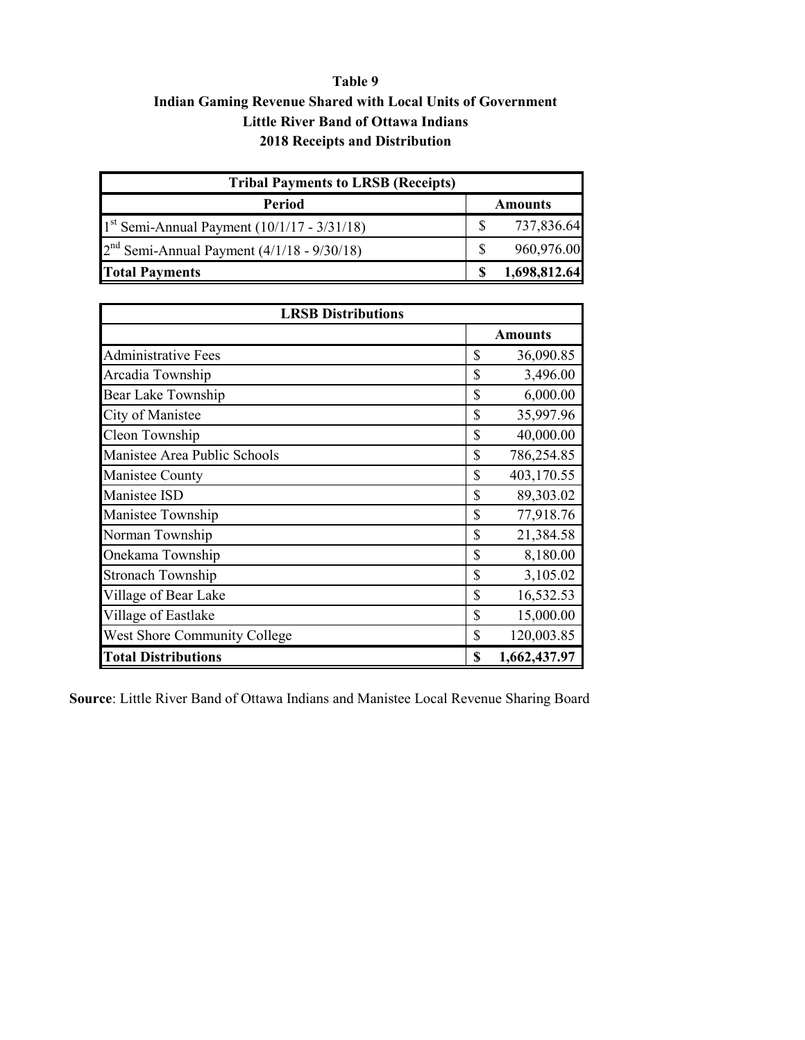**Table 9**

**Indian Gaming Revenue Shared with Local Units of Government**

**Little River Band of Ottawa Indians**

**2018 Receipts and Distribution**

| Tribal Payments to LRSB (Receipts) | |
|---|---|
| **Period** | **Amounts** |
| 1st Semi-Annual Payment (10/1/17 - 3/31/18) | $ 737,836.64 |
| 2nd Semi-Annual Payment (4/1/18 - 9/30/18) | $ 960,976.00 |
| **Total Payments** | **$ 1,698,812.64** |

| LRSB Distributions | |
|---|---|
| | **Amounts** |
| Administrative Fees | $ 36,090.85 |
| Arcadia Township | $ 3,496.00 |
| Bear Lake Township | $ 6,000.00 |
| City of Manistee | $ 35,997.96 |
| Cleon Township | $ 40,000.00 |
| Manistee Area Public Schools | $ 786,254.85 |
| Manistee County | $ 403,170.55 |
| Manistee ISD | $ 89,303.02 |
| Manistee Township | $ 77,918.76 |
| Norman Township | $ 21,384.58 |
| Onekama Township | $ 8,180.00 |
| Stronach Township | $ 3,105.02 |
| Village of Bear Lake | $ 16,532.53 |
| Village of Eastlake | $ 15,000.00 |
| West Shore Community College | $ 120,003.85 |
| **Total Distributions** | **$ 1,662,437.97** |

**Source**: Little River Band of Ottawa Indians and Manistee Local Revenue Sharing Board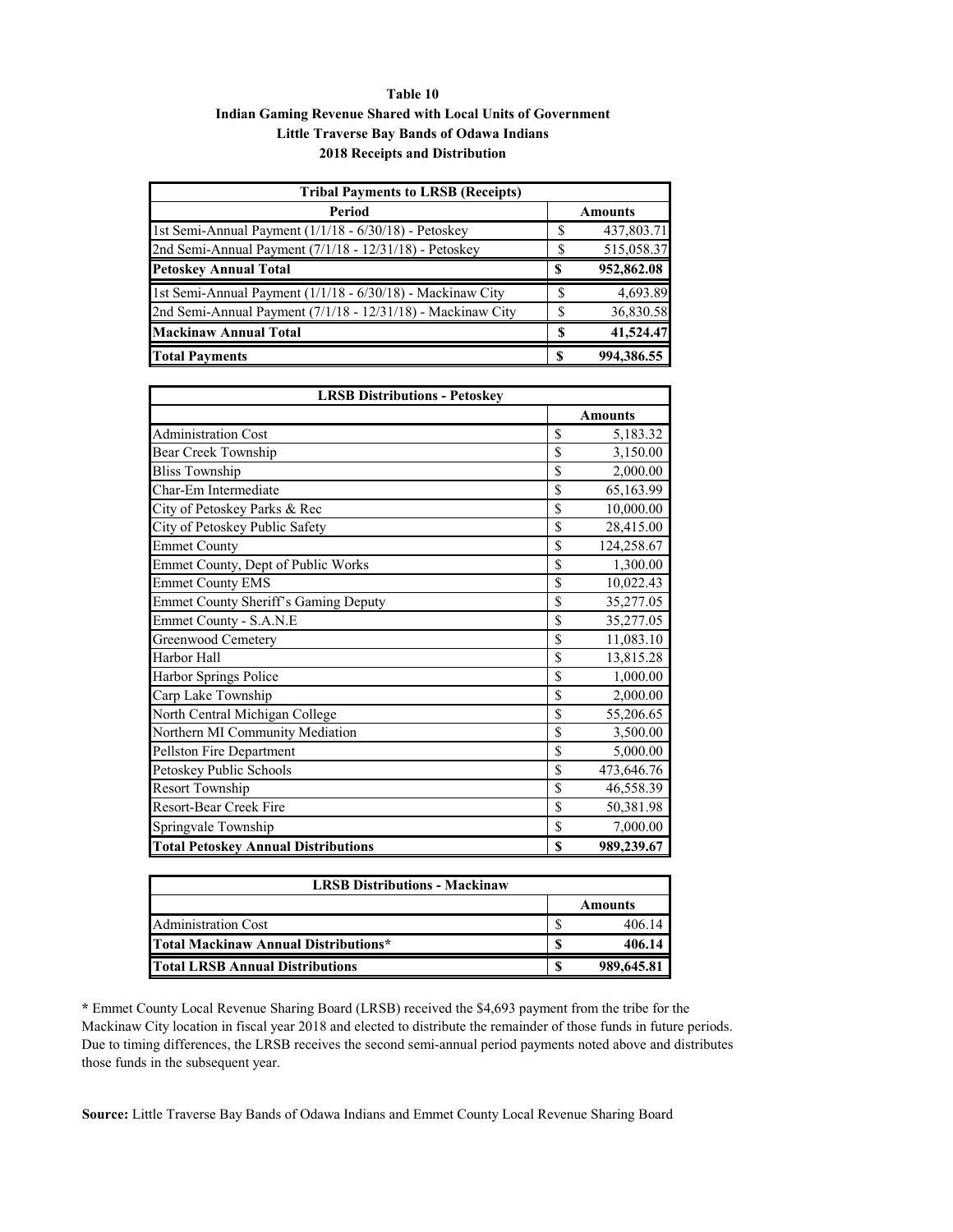**Table 10**
**Indian Gaming Revenue Shared with Local Units of Government**
**Little Traverse Bay Bands of Odawa Indians**
**2018 Receipts and Distribution**

| Tribal Payments to LRSB (Receipts) | |
|---|---|
| **Period** | **Amounts** |
| 1st Semi-Annual Payment (1/1/18 - 6/30/18) - Petoskey | $ 437,803.71 |
| 2nd Semi-Annual Payment (7/1/18 - 12/31/18) - Petoskey | $ 515,058.37 |
| **Petoskey Annual Total** | **$ 952,862.08** |
| 1st Semi-Annual Payment (1/1/18 - 6/30/18) - Mackinaw City | $ 4,693.89 |
| 2nd Semi-Annual Payment (7/1/18 - 12/31/18) - Mackinaw City | $ 36,830.58 |
| **Mackinaw Annual Total** | **$ 41,524.47** |
| **Total Payments** | **$ 994,386.55** |

| LRSB Distributions - Petoskey | |
|---|---|
| | **Amounts** |
| Administration Cost | $ 5,183.32 |
| Bear Creek Township | $ 3,150.00 |
| Bliss Township | $ 2,000.00 |
| Char-Em Intermediate | $ 65,163.99 |
| City of Petoskey Parks & Rec | $ 10,000.00 |
| City of Petoskey Public Safety | $ 28,415.00 |
| Emmet County | $ 124,258.67 |
| Emmet County, Dept of Public Works | $ 1,300.00 |
| Emmet County EMS | $ 10,022.43 |
| Emmet County Sheriff's Gaming Deputy | $ 35,277.05 |
| Emmet County - S.A.N.E | $ 35,277.05 |
| Greenwood Cemetery | $ 11,083.10 |
| Harbor Hall | $ 13,815.28 |
| Harbor Springs Police | $ 1,000.00 |
| Carp Lake Township | $ 2,000.00 |
| North Central Michigan College | $ 55,206.65 |
| Northern MI Community Mediation | $ 3,500.00 |
| Pellston Fire Department | $ 5,000.00 |
| Petoskey Public Schools | $ 473,646.76 |
| Resort Township | $ 46,558.39 |
| Resort-Bear Creek Fire | $ 50,381.98 |
| Springvale Township | $ 7,000.00 |
| **Total Petoskey Annual Distributions** | **$ 989,239.67** |

| LRSB Distributions - Mackinaw | |
|---|---|
| | **Amounts** |
| Administration Cost | $ 406.14 |
| **Total Mackinaw Annual Distributions*** | **$ 406.14** |
| **Total LRSB Annual Distributions** | **$ 989,645.81** |

**\*** Emmet County Local Revenue Sharing Board (LRSB) received the $4,693 payment from the tribe for the Mackinaw City location in fiscal year 2018 and elected to distribute the remainder of those funds in future periods. Due to timing differences, the LRSB receives the second semi-annual period payments noted above and distributes those funds in the subsequent year.

**Source:** Little Traverse Bay Bands of Odawa Indians and Emmet County Local Revenue Sharing Board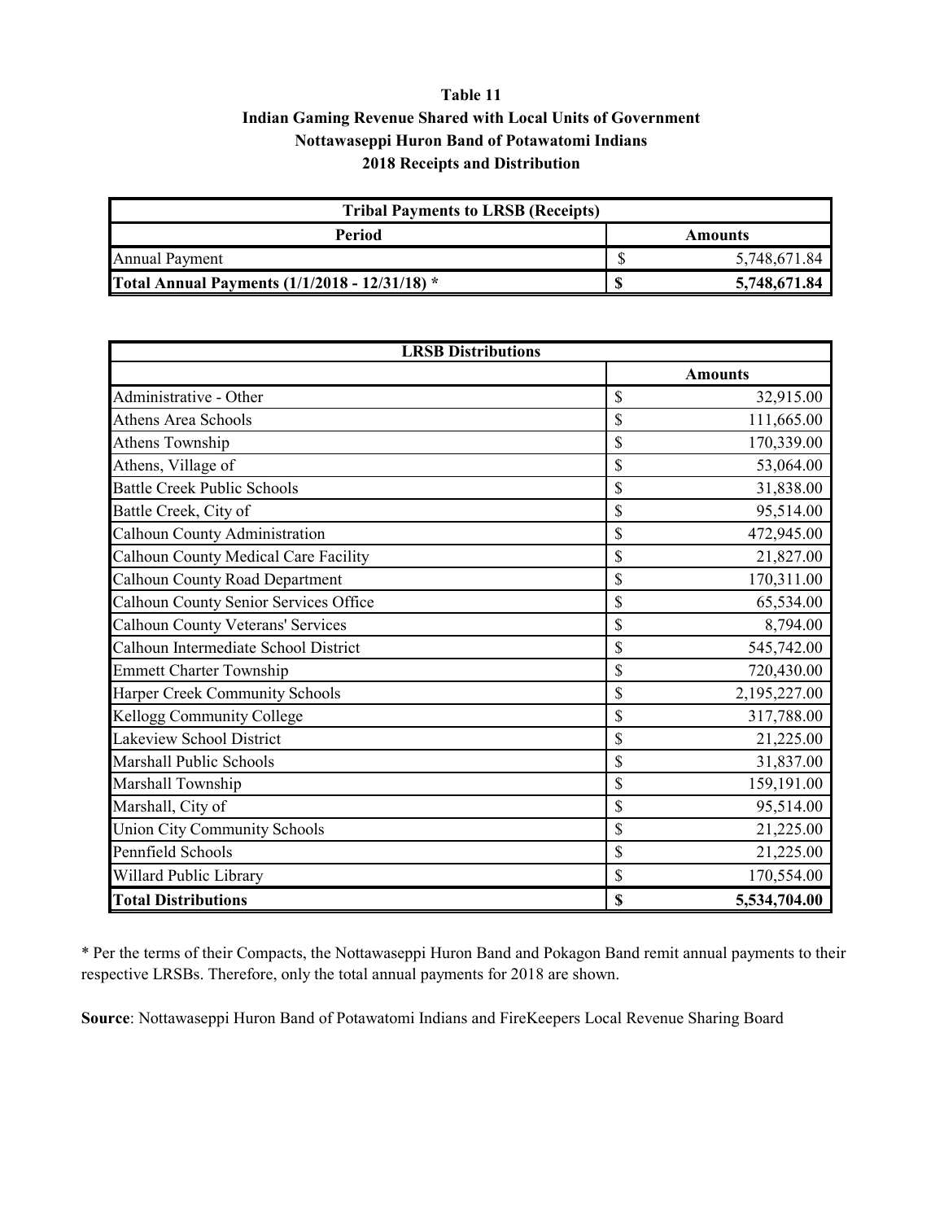**Table 11**
**Indian Gaming Revenue Shared with Local Units of Government**
**Nottawaseppi Huron Band of Potawatomi Indians**
**2018 Receipts and Distribution**

| Tribal Payments to LRSB (Receipts) | | |
|---|---|---|
| **Period** | | **Amounts** |
| Annual Payment | $ | 5,748,671.84 |
| **Total Annual Payments (1/1/2018 - 12/31/18) *** | **$** | **5,748,671.84** |

| LRSB Distributions | | |
|---|---|---|
| | | **Amounts** |
| Administrative - Other | $ | 32,915.00 |
| Athens Area Schools | $ | 111,665.00 |
| Athens Township | $ | 170,339.00 |
| Athens, Village of | $ | 53,064.00 |
| Battle Creek Public Schools | $ | 31,838.00 |
| Battle Creek, City of | $ | 95,514.00 |
| Calhoun County Administration | $ | 472,945.00 |
| Calhoun County Medical Care Facility | $ | 21,827.00 |
| Calhoun County Road Department | $ | 170,311.00 |
| Calhoun County Senior Services Office | $ | 65,534.00 |
| Calhoun County Veterans' Services | $ | 8,794.00 |
| Calhoun Intermediate School District | $ | 545,742.00 |
| Emmett Charter Township | $ | 720,430.00 |
| Harper Creek Community Schools | $ | 2,195,227.00 |
| Kellogg Community College | $ | 317,788.00 |
| Lakeview School District | $ | 21,225.00 |
| Marshall Public Schools | $ | 31,837.00 |
| Marshall Township | $ | 159,191.00 |
| Marshall, City of | $ | 95,514.00 |
| Union City Community Schools | $ | 21,225.00 |
| Pennfield Schools | $ | 21,225.00 |
| Willard Public Library | $ | 170,554.00 |
| **Total Distributions** | **$** | **5,534,704.00** |

* Per the terms of their Compacts, the Nottawaseppi Huron Band and Pokagon Band remit annual payments to their respective LRSBs. Therefore, only the total annual payments for 2018 are shown.

**Source**: Nottawaseppi Huron Band of Potawatomi Indians and FireKeepers Local Revenue Sharing Board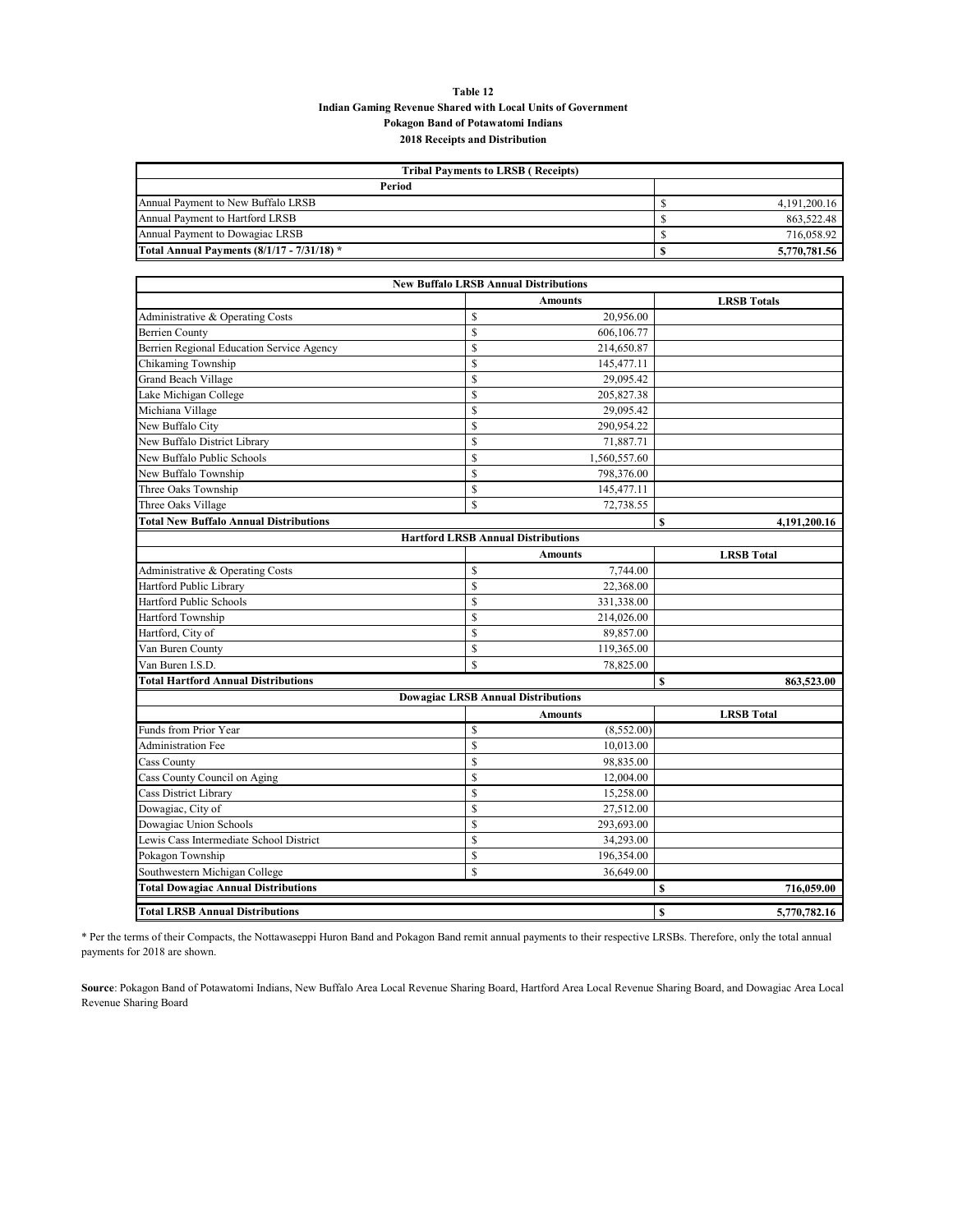**Table 12**
**Indian Gaming Revenue Shared with Local Units of Government**
**Pokagon Band of Potawatomi Indians**
**2018 Receipts and Distribution**

| Tribal Payments to LRSB ( Receipts) | |
|---|---|
| **Period** | |
| Annual Payment to New Buffalo LRSB | $ 4,191,200.16 |
| Annual Payment to Hartford LRSB | $ 863,522.48 |
| Annual Payment to Dowagiac LRSB | $ 716,058.92 |
| **Total Annual Payments (8/1/17 - 7/31/18) *** | **$ 5,770,781.56** |

| New Buffalo LRSB Annual Distributions | | |
|---|---|---|
| | **Amounts** | **LRSB Totals** |
| Administrative & Operating Costs | $ 20,956.00 | |
| Berrien County | $ 606,106.77 | |
| Berrien Regional Education Service Agency | $ 214,650.87 | |
| Chikaming Township | $ 145,477.11 | |
| Grand Beach Village | $ 29,095.42 | |
| Lake Michigan College | $ 205,827.38 | |
| Michiana Village | $ 29,095.42 | |
| New Buffalo City | $ 290,954.22 | |
| New Buffalo District Library | $ 71,887.71 | |
| New Buffalo Public Schools | $ 1,560,557.60 | |
| New Buffalo Township | $ 798,376.00 | |
| Three Oaks Township | $ 145,477.11 | |
| Three Oaks Village | $ 72,738.55 | |
| **Total New Buffalo Annual Distributions** | | **$ 4,191,200.16** |
| **Hartford LRSB Annual Distributions** | | |
| | **Amounts** | **LRSB Total** |
| Administrative & Operating Costs | $ 7,744.00 | |
| Hartford Public Library | $ 22,368.00 | |
| Hartford Public Schools | $ 331,338.00 | |
| Hartford Township | $ 214,026.00 | |
| Hartford, City of | $ 89,857.00 | |
| Van Buren County | $ 119,365.00 | |
| Van Buren I.S.D. | $ 78,825.00 | |
| **Total Hartford Annual Distributions** | | **$ 863,523.00** |
| **Dowagiac LRSB Annual Distributions** | | |
| | **Amounts** | **LRSB Total** |
| Funds from Prior Year | $ (8,552.00) | |
| Administration Fee | $ 10,013.00 | |
| Cass County | $ 98,835.00 | |
| Cass County Council on Aging | $ 12,004.00 | |
| Cass District Library | $ 15,258.00 | |
| Dowagiac, City of | $ 27,512.00 | |
| Dowagiac Union Schools | $ 293,693.00 | |
| Lewis Cass Intermediate School District | $ 34,293.00 | |
| Pokagon Township | $ 196,354.00 | |
| Southwestern Michigan College | $ 36,649.00 | |
| **Total Dowagiac Annual Distributions** | | **$ 716,059.00** |
| **Total LRSB Annual Distributions** | | **$ 5,770,782.16** |

* Per the terms of their Compacts, the Nottawaseppi Huron Band and Pokagon Band remit annual payments to their respective LRSBs. Therefore, only the total annual payments for 2018 are shown.

**Source**: Pokagon Band of Potawatomi Indians, New Buffalo Area Local Revenue Sharing Board, Hartford Area Local Revenue Sharing Board, and Dowagiac Area Local Revenue Sharing Board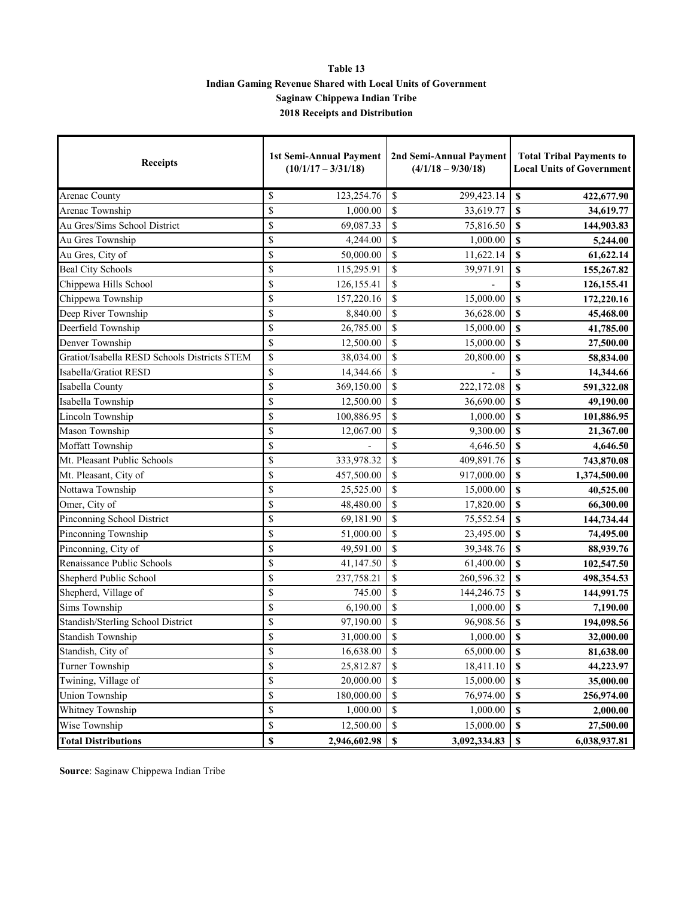**Table 13**
**Indian Gaming Revenue Shared with Local Units of Government**
**Saginaw Chippewa Indian Tribe**
**2018 Receipts and Distribution**

| Receipts | 1st Semi-Annual Payment (10/1/17 – 3/31/18) | 2nd Semi-Annual Payment (4/1/18 – 9/30/18) | Total Tribal Payments to Local Units of Government |
|---|---|---|---|
| Arenac County | $ 123,254.76 | $ 299,423.14 | **$ 422,677.90** |
| Arenac Township | $ 1,000.00 | $ 33,619.77 | **$ 34,619.77** |
| Au Gres/Sims School District | $ 69,087.33 | $ 75,816.50 | **$ 144,903.83** |
| Au Gres Township | $ 4,244.00 | $ 1,000.00 | **$ 5,244.00** |
| Au Gres, City of | $ 50,000.00 | $ 11,622.14 | **$ 61,622.14** |
| Beal City Schools | $ 115,295.91 | $ 39,971.91 | **$ 155,267.82** |
| Chippewa Hills School | $ 126,155.41 | $ - | **$ 126,155.41** |
| Chippewa Township | $ 157,220.16 | $ 15,000.00 | **$ 172,220.16** |
| Deep River Township | $ 8,840.00 | $ 36,628.00 | **$ 45,468.00** |
| Deerfield Township | $ 26,785.00 | $ 15,000.00 | **$ 41,785.00** |
| Denver Township | $ 12,500.00 | $ 15,000.00 | **$ 27,500.00** |
| Gratiot/Isabella RESD Schools Districts STEM | $ 38,034.00 | $ 20,800.00 | **$ 58,834.00** |
| Isabella/Gratiot RESD | $ 14,344.66 | $ - | **$ 14,344.66** |
| Isabella County | $ 369,150.00 | $ 222,172.08 | **$ 591,322.08** |
| Isabella Township | $ 12,500.00 | $ 36,690.00 | **$ 49,190.00** |
| Lincoln Township | $ 100,886.95 | $ 1,000.00 | **$ 101,886.95** |
| Mason Township | $ 12,067.00 | $ 9,300.00 | **$ 21,367.00** |
| Moffatt Township | $ - | $ 4,646.50 | **$ 4,646.50** |
| Mt. Pleasant Public Schools | $ 333,978.32 | $ 409,891.76 | **$ 743,870.08** |
| Mt. Pleasant, City of | $ 457,500.00 | $ 917,000.00 | **$ 1,374,500.00** |
| Nottawa Township | $ 25,525.00 | $ 15,000.00 | **$ 40,525.00** |
| Omer, City of | $ 48,480.00 | $ 17,820.00 | **$ 66,300.00** |
| Pinconning School District | $ 69,181.90 | $ 75,552.54 | **$ 144,734.44** |
| Pinconning Township | $ 51,000.00 | $ 23,495.00 | **$ 74,495.00** |
| Pinconning, City of | $ 49,591.00 | $ 39,348.76 | **$ 88,939.76** |
| Renaissance Public Schools | $ 41,147.50 | $ 61,400.00 | **$ 102,547.50** |
| Shepherd Public School | $ 237,758.21 | $ 260,596.32 | **$ 498,354.53** |
| Shepherd, Village of | $ 745.00 | $ 144,246.75 | **$ 144,991.75** |
| Sims Township | $ 6,190.00 | $ 1,000.00 | **$ 7,190.00** |
| Standish/Sterling School District | $ 97,190.00 | $ 96,908.56 | **$ 194,098.56** |
| Standish Township | $ 31,000.00 | $ 1,000.00 | **$ 32,000.00** |
| Standish, City of | $ 16,638.00 | $ 65,000.00 | **$ 81,638.00** |
| Turner Township | $ 25,812.87 | $ 18,411.10 | **$ 44,223.97** |
| Twining, Village of | $ 20,000.00 | $ 15,000.00 | **$ 35,000.00** |
| Union Township | $ 180,000.00 | $ 76,974.00 | **$ 256,974.00** |
| Whitney Township | $ 1,000.00 | $ 1,000.00 | **$ 2,000.00** |
| Wise Township | $ 12,500.00 | $ 15,000.00 | **$ 27,500.00** |
| **Total Distributions** | **$ 2,946,602.98** | **$ 3,092,334.83** | **$ 6,038,937.81** |

**Source**: Saginaw Chippewa Indian Tribe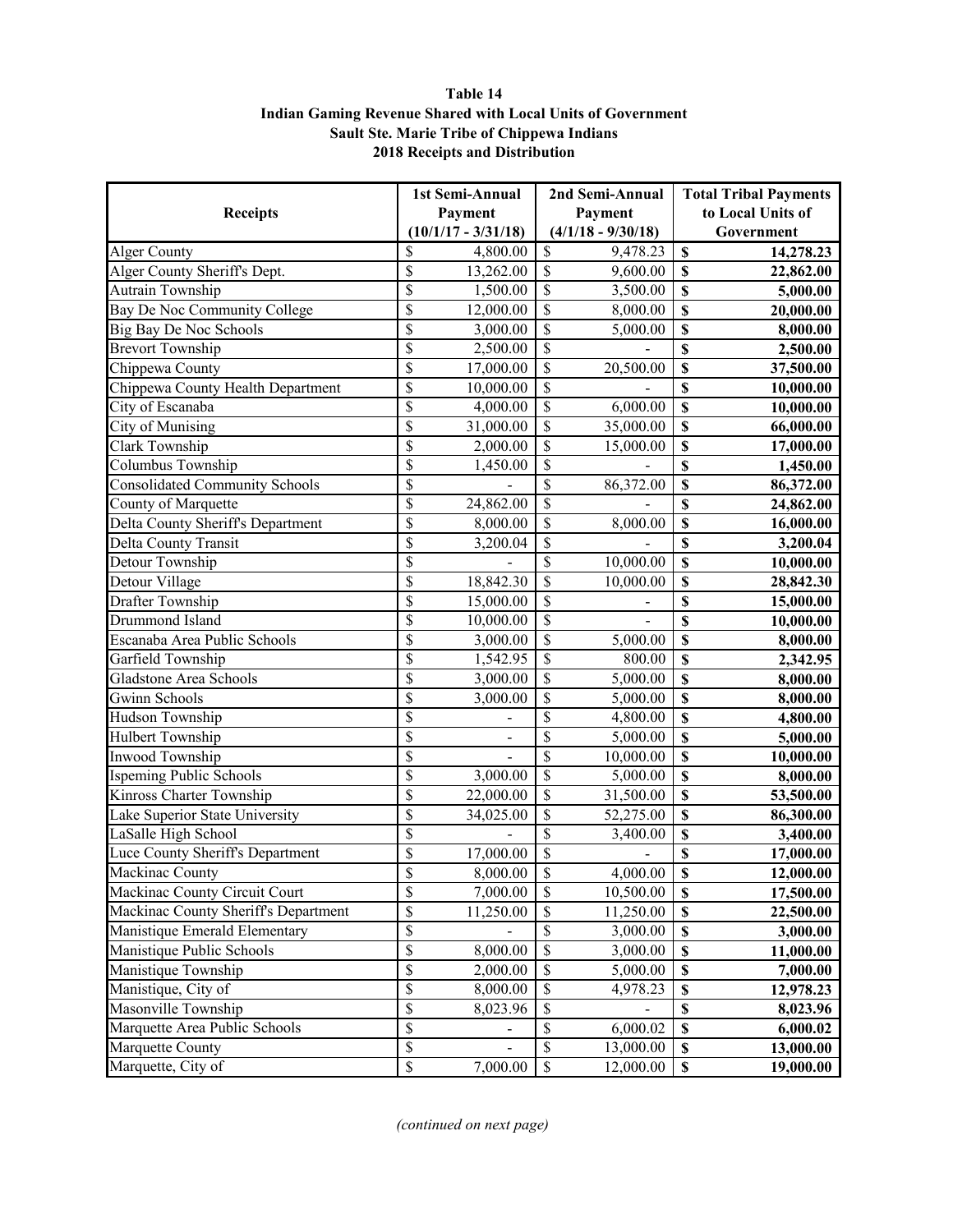**Table 14**
**Indian Gaming Revenue Shared with Local Units of Government**
**Sault Ste. Marie Tribe of Chippewa Indians**
**2018 Receipts and Distribution**

| Receipts | 1st Semi-Annual Payment (10/1/17 - 3/31/18) | 2nd Semi-Annual Payment (4/1/18 - 9/30/18) | Total Tribal Payments to Local Units of Government |
|---|---|---|---|
| Alger County | $ 4,800.00 | $ 9,478.23 | **$ 14,278.23** |
| Alger County Sheriff's Dept. | $ 13,262.00 | $ 9,600.00 | **$ 22,862.00** |
| Autrain Township | $ 1,500.00 | $ 3,500.00 | **$ 5,000.00** |
| Bay De Noc Community College | $ 12,000.00 | $ 8,000.00 | **$ 20,000.00** |
| Big Bay De Noc Schools | $ 3,000.00 | $ 5,000.00 | **$ 8,000.00** |
| Brevort Township | $ 2,500.00 | $ - | **$ 2,500.00** |
| Chippewa County | $ 17,000.00 | $ 20,500.00 | **$ 37,500.00** |
| Chippewa County Health Department | $ 10,000.00 | $ - | **$ 10,000.00** |
| City of Escanaba | $ 4,000.00 | $ 6,000.00 | **$ 10,000.00** |
| City of Munising | $ 31,000.00 | $ 35,000.00 | **$ 66,000.00** |
| Clark Township | $ 2,000.00 | $ 15,000.00 | **$ 17,000.00** |
| Columbus Township | $ 1,450.00 | $ - | **$ 1,450.00** |
| Consolidated Community Schools | $ - | $ 86,372.00 | **$ 86,372.00** |
| County of Marquette | $ 24,862.00 | $ - | **$ 24,862.00** |
| Delta County Sheriff's Department | $ 8,000.00 | $ 8,000.00 | **$ 16,000.00** |
| Delta County Transit | $ 3,200.04 | $ - | **$ 3,200.04** |
| Detour Township | $ - | $ 10,000.00 | **$ 10,000.00** |
| Detour Village | $ 18,842.30 | $ 10,000.00 | **$ 28,842.30** |
| Drafter Township | $ 15,000.00 | $ - | **$ 15,000.00** |
| Drummond Island | $ 10,000.00 | $ - | **$ 10,000.00** |
| Escanaba Area Public Schools | $ 3,000.00 | $ 5,000.00 | **$ 8,000.00** |
| Garfield Township | $ 1,542.95 | $ 800.00 | **$ 2,342.95** |
| Gladstone Area Schools | $ 3,000.00 | $ 5,000.00 | **$ 8,000.00** |
| Gwinn Schools | $ 3,000.00 | $ 5,000.00 | **$ 8,000.00** |
| Hudson Township | $ - | $ 4,800.00 | **$ 4,800.00** |
| Hulbert Township | $ - | $ 5,000.00 | **$ 5,000.00** |
| Inwood Township | $ - | $ 10,000.00 | **$ 10,000.00** |
| Ispeming Public Schools | $ 3,000.00 | $ 5,000.00 | **$ 8,000.00** |
| Kinross Charter Township | $ 22,000.00 | $ 31,500.00 | **$ 53,500.00** |
| Lake Superior State University | $ 34,025.00 | $ 52,275.00 | **$ 86,300.00** |
| LaSalle High School | $ - | $ 3,400.00 | **$ 3,400.00** |
| Luce County Sheriff's Department | $ 17,000.00 | $ - | **$ 17,000.00** |
| Mackinac County | $ 8,000.00 | $ 4,000.00 | **$ 12,000.00** |
| Mackinac County Circuit Court | $ 7,000.00 | $ 10,500.00 | **$ 17,500.00** |
| Mackinac County Sheriff's Department | $ 11,250.00 | $ 11,250.00 | **$ 22,500.00** |
| Manistique Emerald Elementary | $ - | $ 3,000.00 | **$ 3,000.00** |
| Manistique Public Schools | $ 8,000.00 | $ 3,000.00 | **$ 11,000.00** |
| Manistique Township | $ 2,000.00 | $ 5,000.00 | **$ 7,000.00** |
| Manistique, City of | $ 8,000.00 | $ 4,978.23 | **$ 12,978.23** |
| Masonville Township | $ 8,023.96 | $ - | **$ 8,023.96** |
| Marquette Area Public Schools | $ - | $ 6,000.02 | **$ 6,000.02** |
| Marquette County | $ - | $ 13,000.00 | **$ 13,000.00** |
| Marquette, City of | $ 7,000.00 | $ 12,000.00 | **$ 19,000.00** |

*(continued on next page)*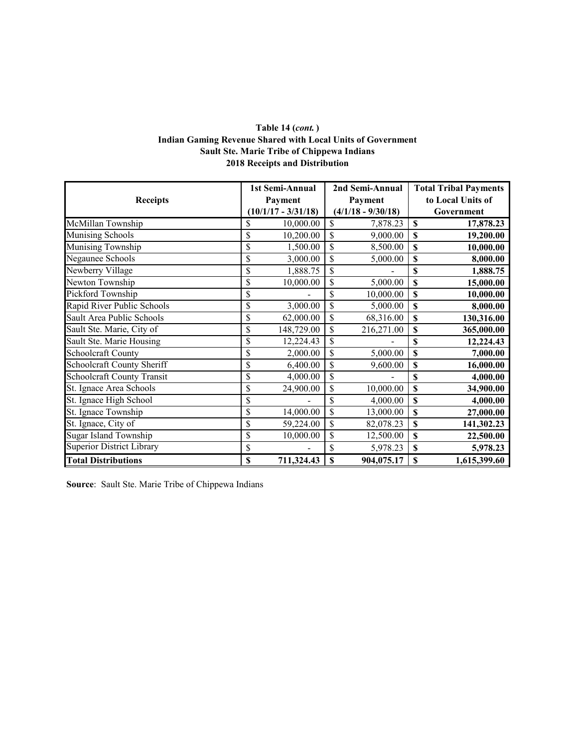**Table 14 (*cont.*)**
**Indian Gaming Revenue Shared with Local Units of Government**
**Sault Ste. Marie Tribe of Chippewa Indians**
**2018 Receipts and Distribution**

| Receipts | 1st Semi-Annual Payment (10/1/17 - 3/31/18) | 2nd Semi-Annual Payment (4/1/18 - 9/30/18) | Total Tribal Payments to Local Units of Government |
|---|---|---|---|
| McMillan Township | $ 10,000.00 | $ 7,878.23 | **$ 17,878.23** |
| Munising Schools | $ 10,200.00 | $ 9,000.00 | **$ 19,200.00** |
| Munising Township | $ 1,500.00 | $ 8,500.00 | **$ 10,000.00** |
| Negaunee Schools | $ 3,000.00 | $ 5,000.00 | **$ 8,000.00** |
| Newberry Village | $ 1,888.75 | $ - | **$ 1,888.75** |
| Newton Township | $ 10,000.00 | $ 5,000.00 | **$ 15,000.00** |
| Pickford Township | $ - | $ 10,000.00 | **$ 10,000.00** |
| Rapid River Public Schools | $ 3,000.00 | $ 5,000.00 | **$ 8,000.00** |
| Sault Area Public Schools | $ 62,000.00 | $ 68,316.00 | **$ 130,316.00** |
| Sault Ste. Marie, City of | $ 148,729.00 | $ 216,271.00 | **$ 365,000.00** |
| Sault Ste. Marie Housing | $ 12,224.43 | $ - | **$ 12,224.43** |
| Schoolcraft County | $ 2,000.00 | $ 5,000.00 | **$ 7,000.00** |
| Schoolcraft County Sheriff | $ 6,400.00 | $ 9,600.00 | **$ 16,000.00** |
| Schoolcraft County Transit | $ 4,000.00 | $ - | **$ 4,000.00** |
| St. Ignace Area Schools | $ 24,900.00 | $ 10,000.00 | **$ 34,900.00** |
| St. Ignace High School | $ - | $ 4,000.00 | **$ 4,000.00** |
| St. Ignace Township | $ 14,000.00 | $ 13,000.00 | **$ 27,000.00** |
| St. Ignace, City of | $ 59,224.00 | $ 82,078.23 | **$ 141,302.23** |
| Sugar Island Township | $ 10,000.00 | $ 12,500.00 | **$ 22,500.00** |
| Superior District Library | $ - | $ 5,978.23 | **$ 5,978.23** |
| **Total Distributions** | **$ 711,324.43** | **$ 904,075.17** | **$ 1,615,399.60** |

**Source**: Sault Ste. Marie Tribe of Chippewa Indians